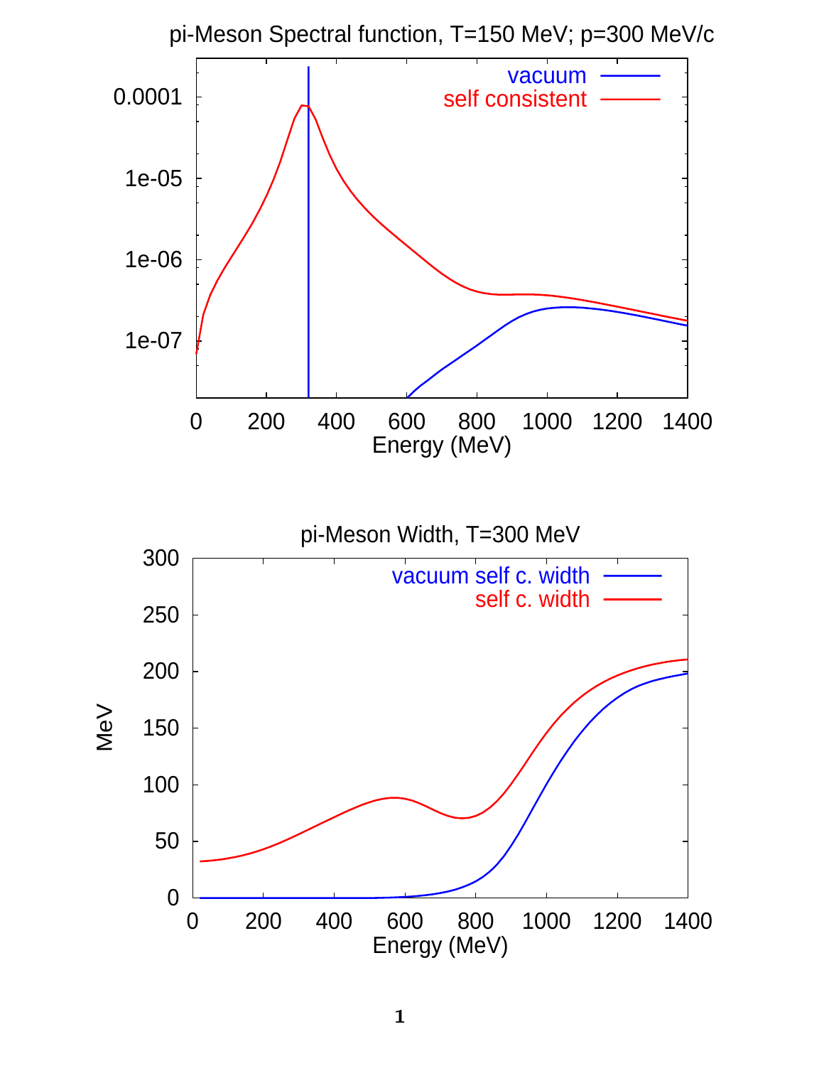pi-Meson Spectral function, T=150 MeV; p=300 MeV/c

vacuum
self consistent

Energy (MeV)

pi-Meson Width, T=300 MeV

vacuum self c. width
self c. width

MeV

Energy (MeV)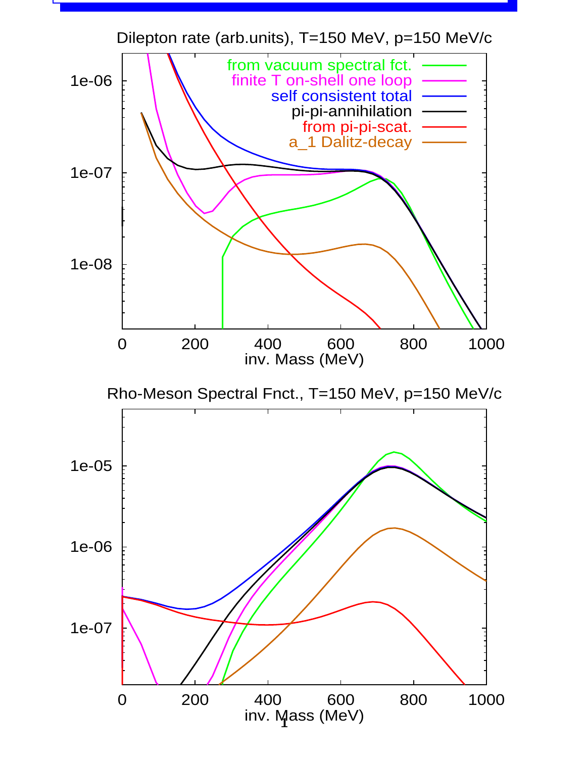Dilepton rate (arb.units), T=150 MeV, p=150 MeV/c

- from vacuum spectral fct.
- finite T on-shell one loop
- self consistent total
- pi-pi-annihilation
- from pi-pi-scat.
- a_1 Dalitz-decay

inv. Mass (MeV)

Rho-Meson Spectral Fnct., T=150 MeV, p=150 MeV/c

inv. Mass (MeV)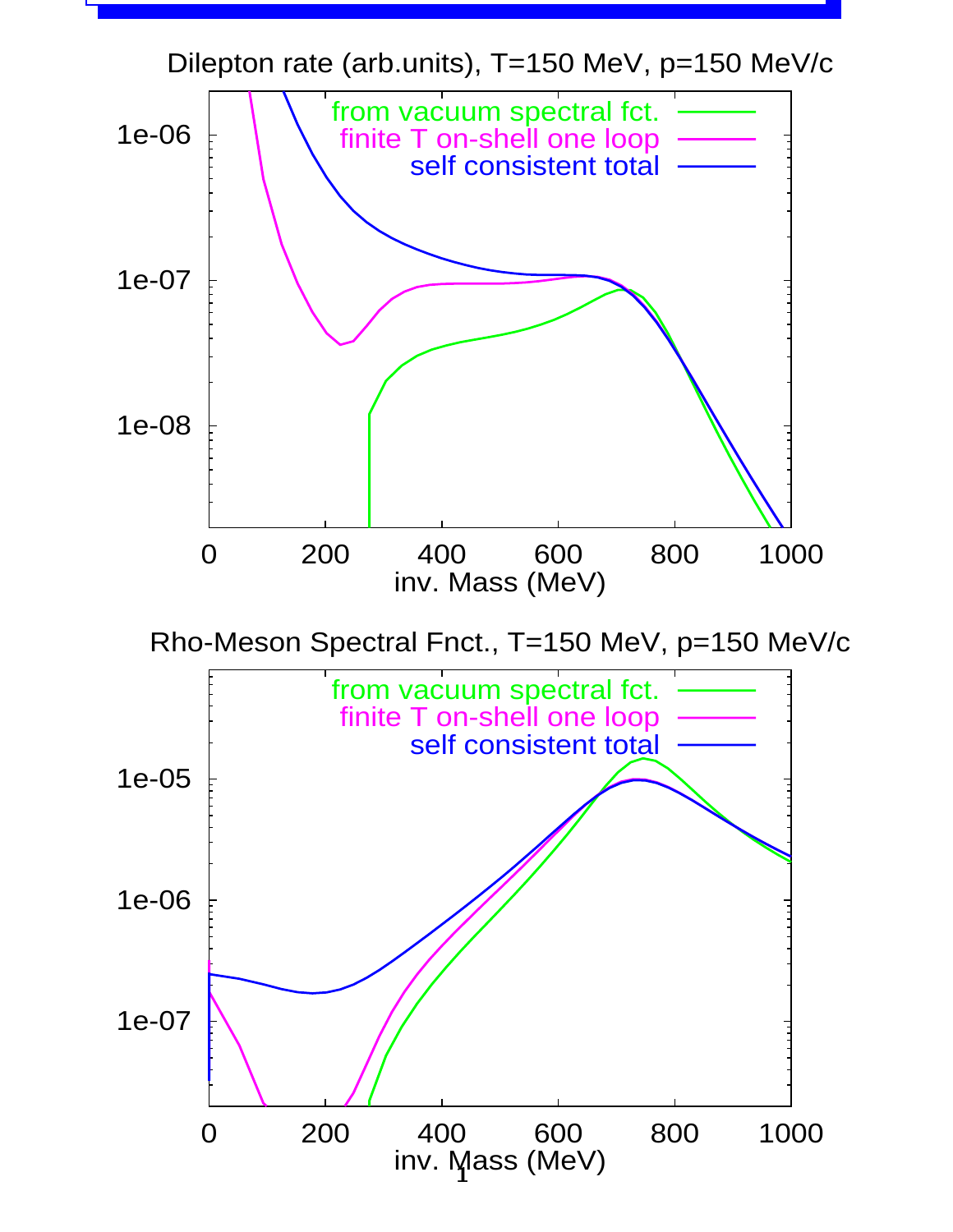Dilepton rate (arb.units), T=150 MeV, p=150 MeV/c

from vacuum spectral fct.
finite T on-shell one loop
self consistent total

inv. Mass (MeV)

Rho-Meson Spectral Fnct., T=150 MeV, p=150 MeV/c

from vacuum spectral fct.
finite T on-shell one loop
self consistent total

inv. Mass (MeV)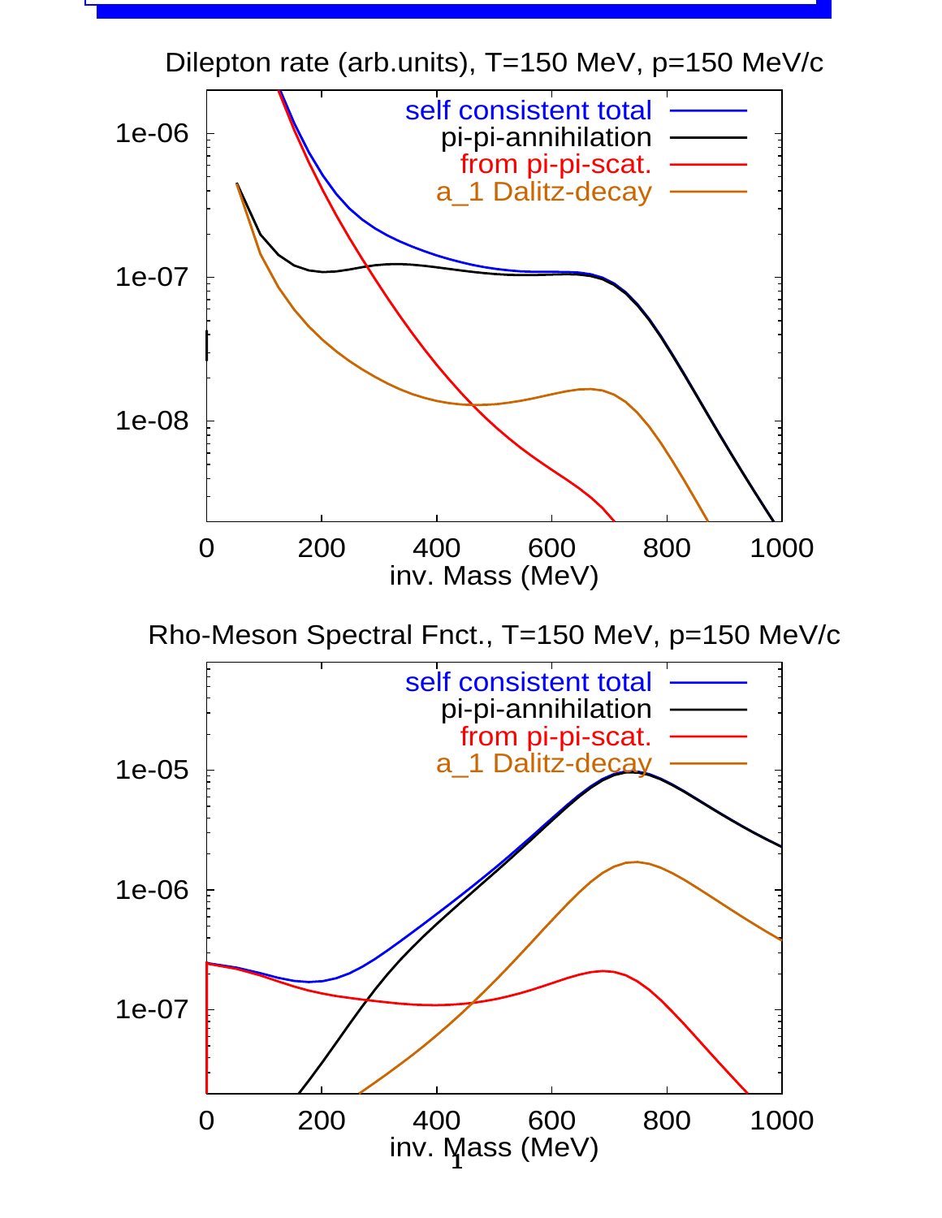Dilepton rate (arb.units), T=150 MeV, p=150 MeV/c

Rho-Meson Spectral Fnct., T=150 MeV, p=150 MeV/c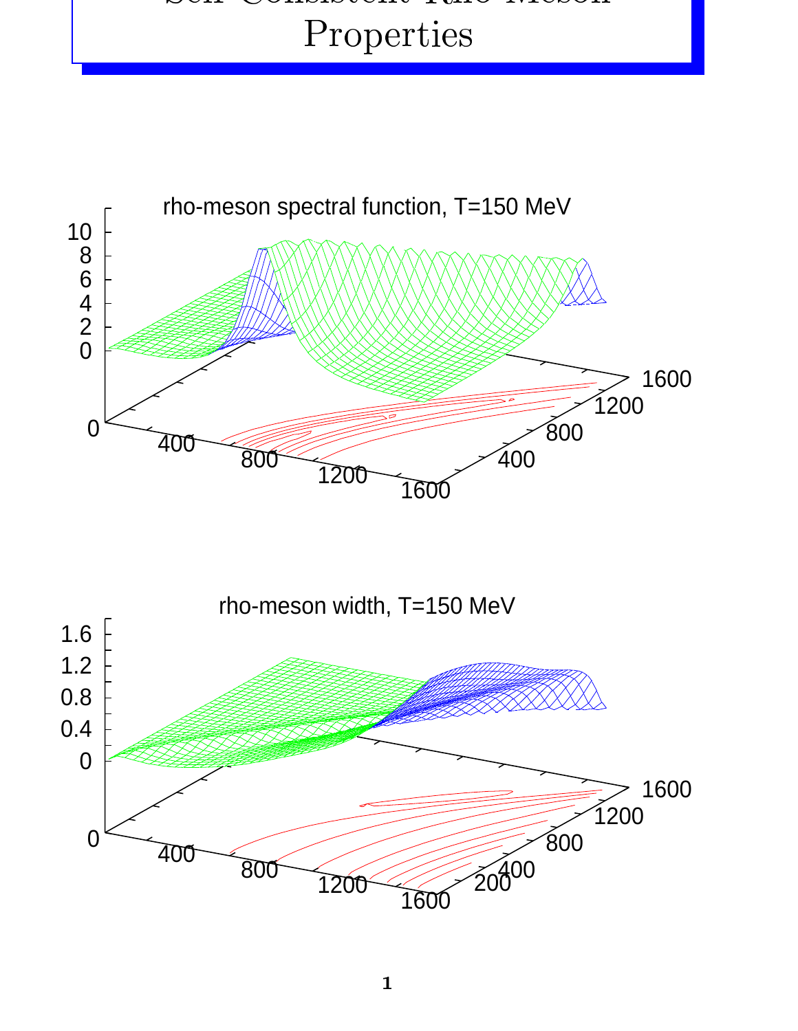# Self-Consistent Rho-Meson Properties

rho-meson spectral function, T=150 MeV

rho-meson width, T=150 MeV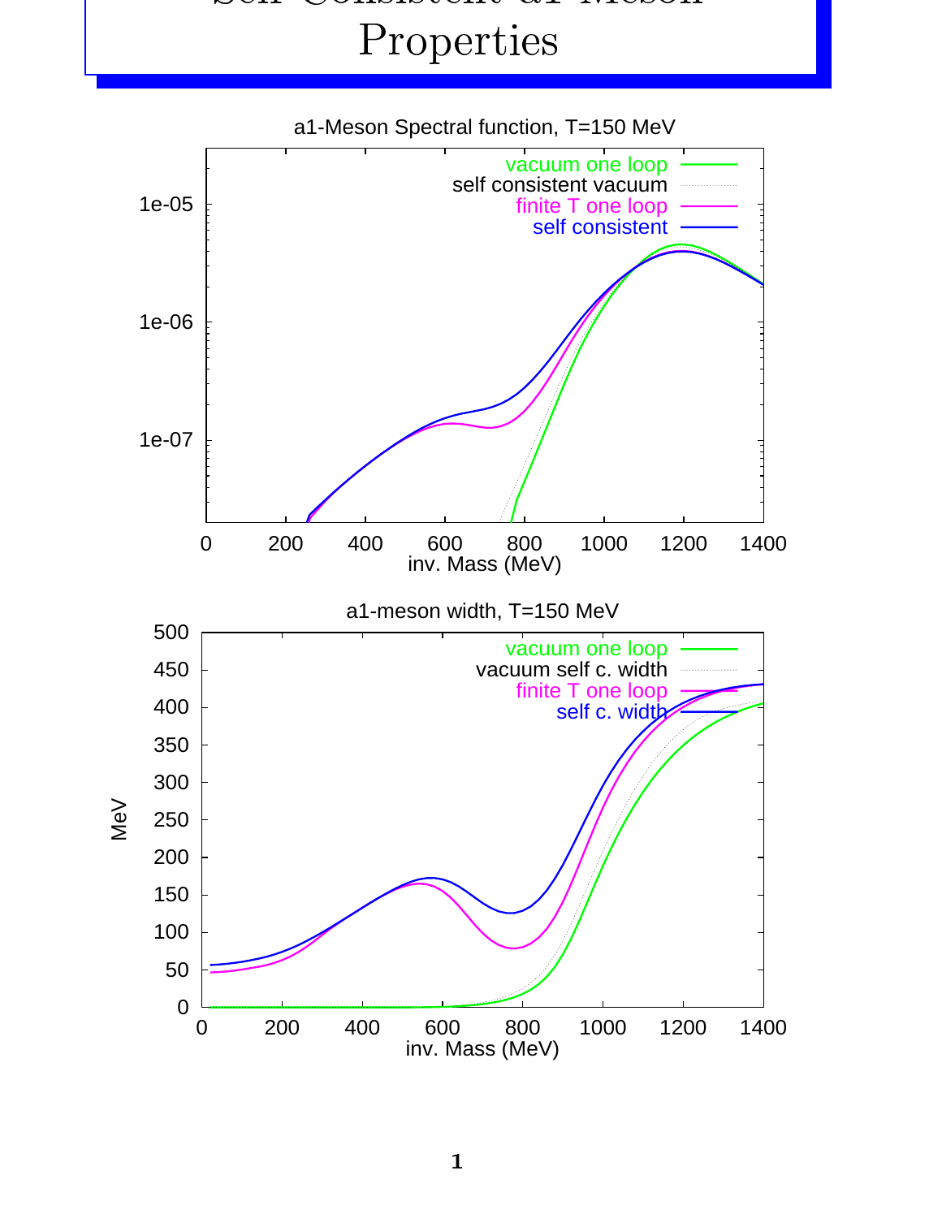# Self-Consistent a1-Meson Properties

a1-Meson Spectral function, T=150 MeV

vacuum one loop

self consistent vacuum

finite T one loop

self consistent

1e-05

1e-06

1e-07

0 200 400 600 800 1000 1200 1400

inv. Mass (MeV)

a1-meson width, T=150 MeV

vacuum one loop

vacuum self c. width

finite T one loop

self c. width

MeV

500 450 400 350 300 250 200 150 100 50 0

0 200 400 600 800 1000 1200 1400

inv. Mass (MeV)